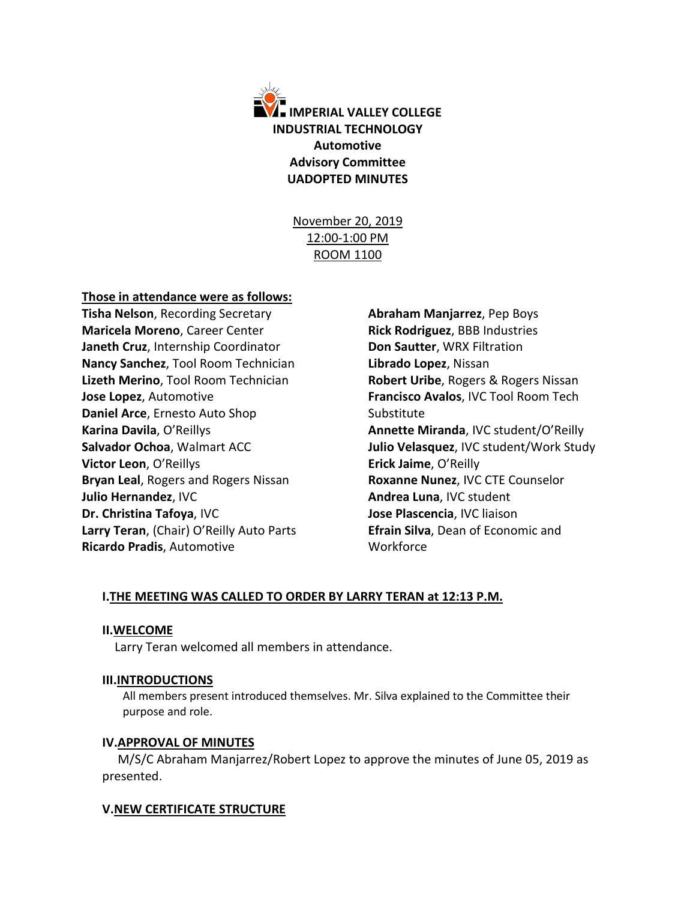# IMPERIAL VALLEY COLLEGE
## INDUSTRIAL TECHNOLOGY
## Automotive
## Advisory Committee
## UADOPTED MINUTES

November 20, 2019
12:00-1:00 PM
ROOM 1100

**Those in attendance were as follows:**

**Tisha Nelson**, Recording Secretary
**Maricela Moreno**, Career Center
**Janeth Cruz**, Internship Coordinator
**Nancy Sanchez**, Tool Room Technician
**Lizeth Merino**, Tool Room Technician
**Jose Lopez**, Automotive
**Daniel Arce**, Ernesto Auto Shop
**Karina Davila**, O'Reillys
**Salvador Ochoa**, Walmart ACC
**Victor Leon**, O'Reillys
**Bryan Leal**, Rogers and Rogers Nissan
**Julio Hernandez**, IVC
**Dr. Christina Tafoya**, IVC
**Larry Teran**, (Chair) O'Reilly Auto Parts
**Ricardo Pradis**, Automotive
**Abraham Manjarrez**, Pep Boys
**Rick Rodriguez**, BBB Industries
**Don Sautter**, WRX Filtration
**Librado Lopez**, Nissan
**Robert Uribe**, Rogers & Rogers Nissan
**Francisco Avalos**, IVC Tool Room Tech Substitute
**Annette Miranda**, IVC student/O'Reilly
**Julio Velasquez**, IVC student/Work Study
**Erick Jaime**, O'Reilly
**Roxanne Nunez**, IVC CTE Counselor
**Andrea Luna**, IVC student
**Jose Plascencia**, IVC liaison
**Efrain Silva**, Dean of Economic and Workforce

### I. THE MEETING WAS CALLED TO ORDER BY LARRY TERAN at 12:13 P.M.

### II. WELCOME

Larry Teran welcomed all members in attendance.

### III. INTRODUCTIONS

All members present introduced themselves. Mr. Silva explained to the Committee their purpose and role.

### IV. APPROVAL OF MINUTES

M/S/C Abraham Manjarrez/Robert Lopez to approve the minutes of June 05, 2019 as presented.

### V. NEW CERTIFICATE STRUCTURE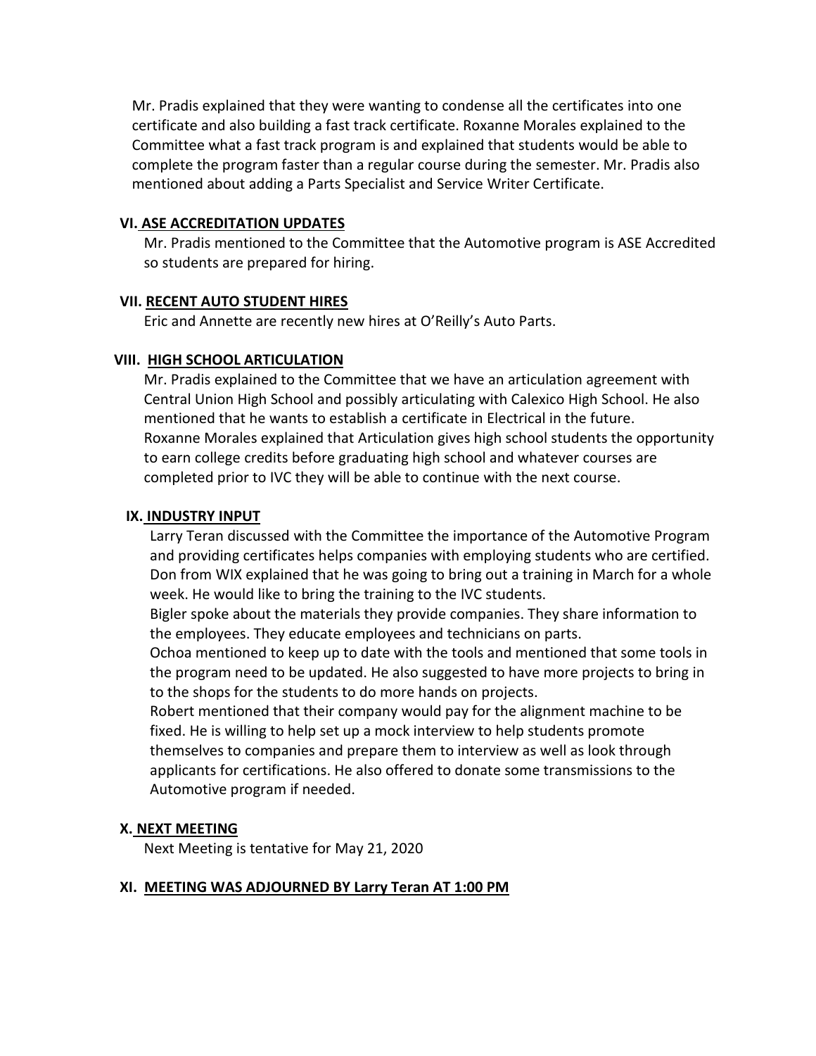Mr. Pradis explained that they were wanting to condense all the certificates into one certificate and also building a fast track certificate. Roxanne Morales explained to the Committee what a fast track program is and explained that students would be able to complete the program faster than a regular course during the semester. Mr. Pradis also mentioned about adding a Parts Specialist and Service Writer Certificate.

## VI. ASE ACCREDITATION UPDATES

Mr. Pradis mentioned to the Committee that the Automotive program is ASE Accredited so students are prepared for hiring.

## VII. RECENT AUTO STUDENT HIRES

Eric and Annette are recently new hires at O'Reilly's Auto Parts.

## VIII. HIGH SCHOOL ARTICULATION

Mr. Pradis explained to the Committee that we have an articulation agreement with Central Union High School and possibly articulating with Calexico High School. He also mentioned that he wants to establish a certificate in Electrical in the future. Roxanne Morales explained that Articulation gives high school students the opportunity to earn college credits before graduating high school and whatever courses are completed prior to IVC they will be able to continue with the next course.

## IX. INDUSTRY INPUT

Larry Teran discussed with the Committee the importance of the Automotive Program and providing certificates helps companies with employing students who are certified. Don from WIX explained that he was going to bring out a training in March for a whole week. He would like to bring the training to the IVC students.

Bigler spoke about the materials they provide companies. They share information to the employees. They educate employees and technicians on parts.

Ochoa mentioned to keep up to date with the tools and mentioned that some tools in the program need to be updated. He also suggested to have more projects to bring in to the shops for the students to do more hands on projects.

Robert mentioned that their company would pay for the alignment machine to be fixed. He is willing to help set up a mock interview to help students promote themselves to companies and prepare them to interview as well as look through applicants for certifications. He also offered to donate some transmissions to the Automotive program if needed.

## X. NEXT MEETING

Next Meeting is tentative for May 21, 2020

## XI. MEETING WAS ADJOURNED BY Larry Teran AT 1:00 PM